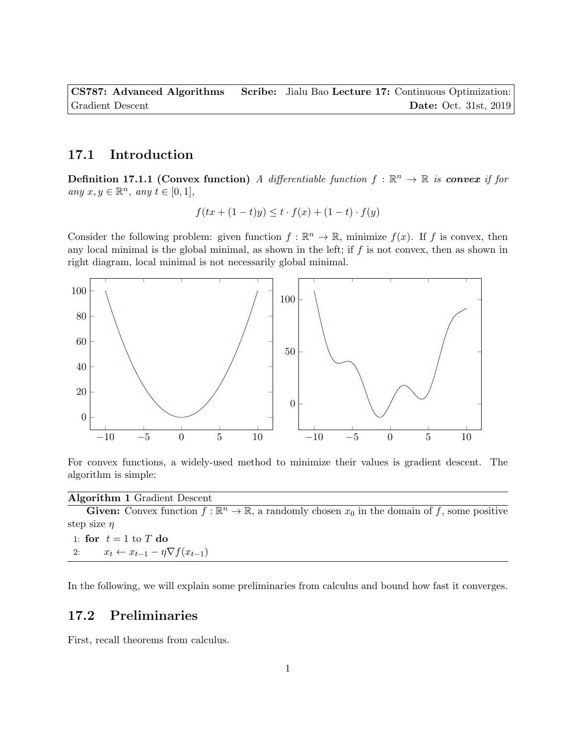| **CS787: Advanced Algorithms** | **Scribe:** Jialu Bao **Lecture 17:** Continuous Optimization: |
|---|---|
| Gradient Descent | **Date:** Oct. 31st, 2019 |

## 17.1 Introduction

**Definition 17.1.1 (Convex function)** *A differentiable function $f : \mathbb{R}^n \to \mathbb{R}$ is* ***convex*** *if for any $x, y \in \mathbb{R}^n$, any $t \in [0, 1]$,*

$$f(tx + (1-t)y) \leq t \cdot f(x) + (1-t) \cdot f(y)$$

Consider the following problem: given function $f : \mathbb{R}^n \to \mathbb{R}$, minimize $f(x)$. If $f$ is convex, then any local minimal is the global minimal, as shown in the left; if $f$ is not convex, then as shown in right diagram, local minimal is not necessarily global minimal.

For convex functions, a widely-used method to minimize their values is gradient descent. The algorithm is simple:

**Algorithm 1** Gradient Descent

**Given:** Convex function $f : \mathbb{R}^n \to \mathbb{R}$, a randomly chosen $x_0$ in the domain of $f$, some positive step size $\eta$

1: **for** $t = 1$ to $T$ **do**
2: $\quad x_t \leftarrow x_{t-1} - \eta \nabla f(x_{t-1})$

In the following, we will explain some preliminaries from calculus and bound how fast it converges.

## 17.2 Preliminaries

First, recall theorems from calculus.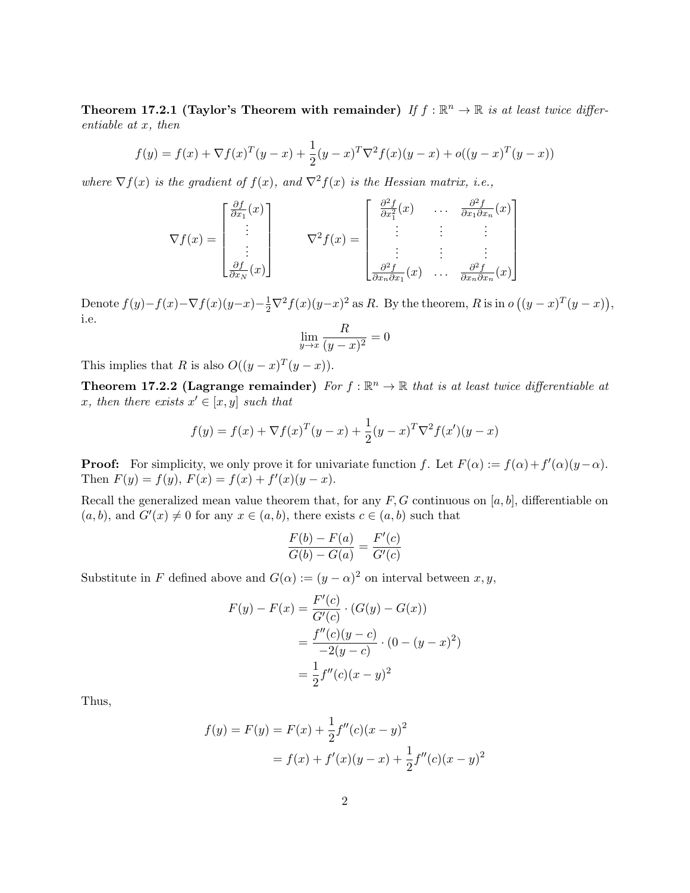**Theorem 17.2.1 (Taylor's Theorem with remainder)** *If $f : \mathbb{R}^n \to \mathbb{R}$ is at least twice differentiable at $x$, then*

$$f(y) = f(x) + \nabla f(x)^T(y-x) + \frac{1}{2}(y-x)^T \nabla^2 f(x)(y-x) + o((y-x)^T(y-x))$$

*where $\nabla f(x)$ is the gradient of $f(x)$, and $\nabla^2 f(x)$ is the Hessian matrix, i.e.,*

$$\nabla f(x) = \begin{bmatrix} \frac{\partial f}{\partial x_1}(x) \\ \vdots \\ \vdots \\ \frac{\partial f}{\partial x_N}(x) \end{bmatrix} \qquad \nabla^2 f(x) = \begin{bmatrix} \frac{\partial^2 f}{\partial x_1^2}(x) & \dots & \frac{\partial^2 f}{\partial x_1 \partial x_n}(x) \\ \vdots & \vdots & \vdots \\ \vdots & \vdots & \vdots \\ \frac{\partial^2 f}{\partial x_n \partial x_1}(x) & \dots & \frac{\partial^2 f}{\partial x_n \partial x_n}(x) \end{bmatrix}$$

Denote $f(y) - f(x) - \nabla f(x)(y-x) - \frac{1}{2}\nabla^2 f(x)(y-x)^2$ as $R$. By the theorem, $R$ is in $o\left((y-x)^T(y-x)\right)$, i.e.

$$\lim_{y \to x} \frac{R}{(y-x)^2} = 0$$

This implies that $R$ is also $O((y-x)^T(y-x))$.

**Theorem 17.2.2 (Lagrange remainder)** *For $f : \mathbb{R}^n \to \mathbb{R}$ that is at least twice differentiable at $x$, then there exists $x' \in [x, y]$ such that*

$$f(y) = f(x) + \nabla f(x)^T(y-x) + \frac{1}{2}(y-x)^T \nabla^2 f(x')(y-x)$$

**Proof:** For simplicity, we only prove it for univariate function $f$. Let $F(\alpha) := f(\alpha) + f'(\alpha)(y-\alpha)$. Then $F(y) = f(y)$, $F(x) = f(x) + f'(x)(y-x)$.

Recall the generalized mean value theorem that, for any $F, G$ continuous on $[a, b]$, differentiable on $(a, b)$, and $G'(x) \neq 0$ for any $x \in (a, b)$, there exists $c \in (a, b)$ such that

$$\frac{F(b) - F(a)}{G(b) - G(a)} = \frac{F'(c)}{G'(c)}$$

Substitute in $F$ defined above and $G(\alpha) := (y-\alpha)^2$ on interval between $x, y$,

$$\begin{aligned} F(y) - F(x) &= \frac{F'(c)}{G'(c)} \cdot (G(y) - G(x)) \\ &= \frac{f''(c)(y-c)}{-2(y-c)} \cdot (0 - (y-x)^2) \\ &= \frac{1}{2} f''(c)(x-y)^2 \end{aligned}$$

Thus,

$$\begin{aligned} f(y) = F(y) &= F(x) + \frac{1}{2} f''(c)(x-y)^2 \\ &= f(x) + f'(x)(y-x) + \frac{1}{2} f''(c)(x-y)^2 \end{aligned}$$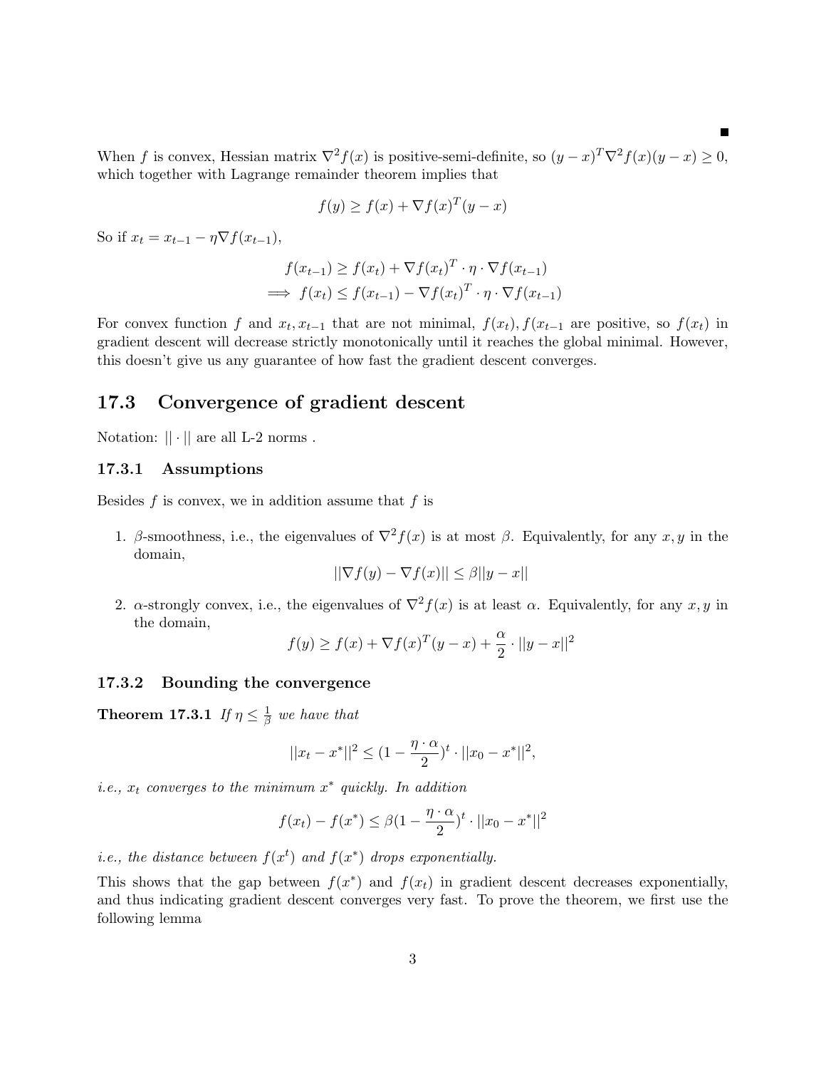■

When $f$ is convex, Hessian matrix $\nabla^2 f(x)$ is positive-semi-definite, so $(y-x)^T \nabla^2 f(x)(y-x) \geq 0$, which together with Lagrange remainder theorem implies that

$$f(y) \geq f(x) + \nabla f(x)^T (y-x)$$

So if $x_t = x_{t-1} - \eta \nabla f(x_{t-1})$,

$$\begin{aligned}
f(x_{t-1}) &\geq f(x_t) + \nabla f(x_t)^T \cdot \eta \cdot \nabla f(x_{t-1}) \\
\implies f(x_t) &\leq f(x_{t-1}) - \nabla f(x_t)^T \cdot \eta \cdot \nabla f(x_{t-1})
\end{aligned}$$

For convex function $f$ and $x_t, x_{t-1}$ that are not minimal, $f(x_t), f(x_{t-1}$ are positive, so $f(x_t)$ in gradient descent will decrease strictly monotonically until it reaches the global minimal. However, this doesn't give us any guarantee of how fast the gradient descent converges.

## 17.3 Convergence of gradient descent

Notation: $||\cdot||$ are all L-2 norms .

### 17.3.1 Assumptions

Besides $f$ is convex, we in addition assume that $f$ is

1. $\beta$-smoothness, i.e., the eigenvalues of $\nabla^2 f(x)$ is at most $\beta$. Equivalently, for any $x, y$ in the domain,
$$||\nabla f(y) - \nabla f(x)|| \leq \beta ||y - x||$$
2. $\alpha$-strongly convex, i.e., the eigenvalues of $\nabla^2 f(x)$ is at least $\alpha$. Equivalently, for any $x, y$ in the domain,
$$f(y) \geq f(x) + \nabla f(x)^T (y-x) + \frac{\alpha}{2} \cdot ||y-x||^2$$

### 17.3.2 Bounding the convergence

**Theorem 17.3.1** *If $\eta \leq \frac{1}{\beta}$ we have that*

$$||x_t - x^*||^2 \leq (1 - \frac{\eta \cdot \alpha}{2})^t \cdot ||x_0 - x^*||^2,$$

*i.e., $x_t$ converges to the minimum $x^*$ quickly. In addition*

$$f(x_t) - f(x^*) \leq \beta (1 - \frac{\eta \cdot \alpha}{2})^t \cdot ||x_0 - x^*||^2$$

*i.e., the distance between $f(x^t)$ and $f(x^*)$ drops exponentially.*

This shows that the gap between $f(x^*)$ and $f(x_t)$ in gradient descent decreases exponentially, and thus indicating gradient descent converges very fast. To prove the theorem, we first use the following lemma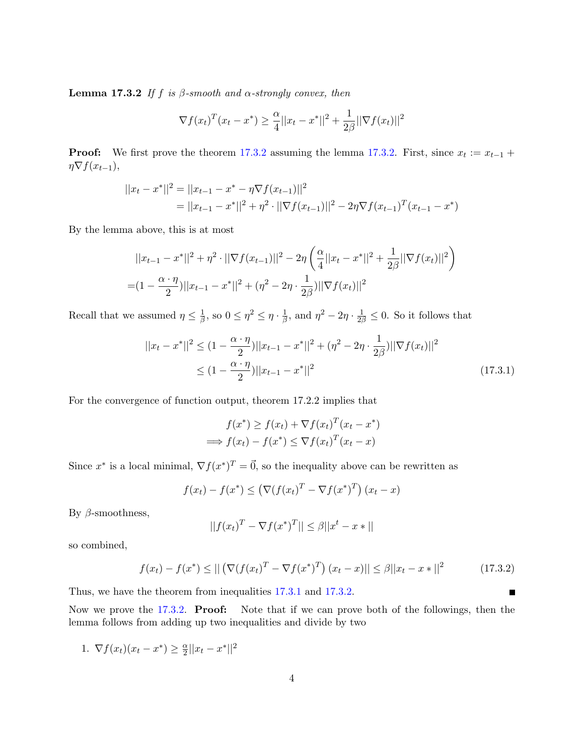**Lemma 17.3.2** *If $f$ is $\beta$-smooth and $\alpha$-strongly convex, then*

$$\nabla f(x_t)^T(x_t - x^*) \geq \frac{\alpha}{4}||x_t - x^*||^2 + \frac{1}{2\beta}||\nabla f(x_t)||^2$$

**Proof:** We first prove the theorem 17.3.2 assuming the lemma 17.3.2. First, since $x_t := x_{t-1} + \eta \nabla f(x_{t-1})$,

$$\begin{aligned}
||x_t - x^*||^2 &= ||x_{t-1} - x^* - \eta \nabla f(x_{t-1})||^2 \\
&= ||x_{t-1} - x^*||^2 + \eta^2 \cdot ||\nabla f(x_{t-1})||^2 - 2\eta \nabla f(x_{t-1})^T(x_{t-1} - x^*)
\end{aligned}$$

By the lemma above, this is at most

$$\begin{aligned}
&||x_{t-1} - x^*||^2 + \eta^2 \cdot ||\nabla f(x_{t-1})||^2 - 2\eta \left( \frac{\alpha}{4}||x_t - x^*||^2 + \frac{1}{2\beta}||\nabla f(x_t)||^2 \right) \\
=&(1 - \frac{\alpha \cdot \eta}{2})||x_{t-1} - x^*||^2 + (\eta^2 - 2\eta \cdot \frac{1}{2\beta})||\nabla f(x_t)||^2
\end{aligned}$$

Recall that we assumed $\eta \leq \frac{1}{\beta}$, so $0 \leq \eta^2 \leq \eta \cdot \frac{1}{\beta}$, and $\eta^2 - 2\eta \cdot \frac{1}{2\beta} \leq 0$. So it follows that

$$\begin{aligned}
||x_t - x^*||^2 &\leq (1 - \frac{\alpha \cdot \eta}{2})||x_{t-1} - x^*||^2 + (\eta^2 - 2\eta \cdot \frac{1}{2\beta})||\nabla f(x_t)||^2 \\
&\leq (1 - \frac{\alpha \cdot \eta}{2})||x_{t-1} - x^*||^2
\end{aligned} \tag{17.3.1}$$

For the convergence of function output, theorem 17.2.2 implies that

$$\begin{aligned}
f(x^*) &\geq f(x_t) + \nabla f(x_t)^T(x_t - x^*) \\
\implies f(x_t) - f(x^*) &\leq \nabla f(x_t)^T(x_t - x)
\end{aligned}$$

Since $x^*$ is a local minimal, $\nabla f(x^*)^T = \vec{0}$, so the inequality above can be rewritten as

$$f(x_t) - f(x^*) \leq \left(\nabla(f(x_t)^T - \nabla f(x^*)^T\right)(x_t - x)$$

By $\beta$-smoothness,

$$||f(x_t)^T - \nabla f(x^*)^T|| \leq \beta ||x^t - x*||$$

so combined,

$$f(x_t) - f(x^*) \leq || \left(\nabla(f(x_t)^T - \nabla f(x^*)^T\right)(x_t - x)|| \leq \beta ||x_t - x*||^2 \tag{17.3.2}$$

Thus, we have the theorem from inequalities 17.3.1 and 17.3.2. ■

Now we prove the 17.3.2. **Proof:** Note that if we can prove both of the followings, then the lemma follows from adding up two inequalities and divide by two

1. $\nabla f(x_t)(x_t - x^*) \geq \frac{\alpha}{2}||x_t - x^*||^2$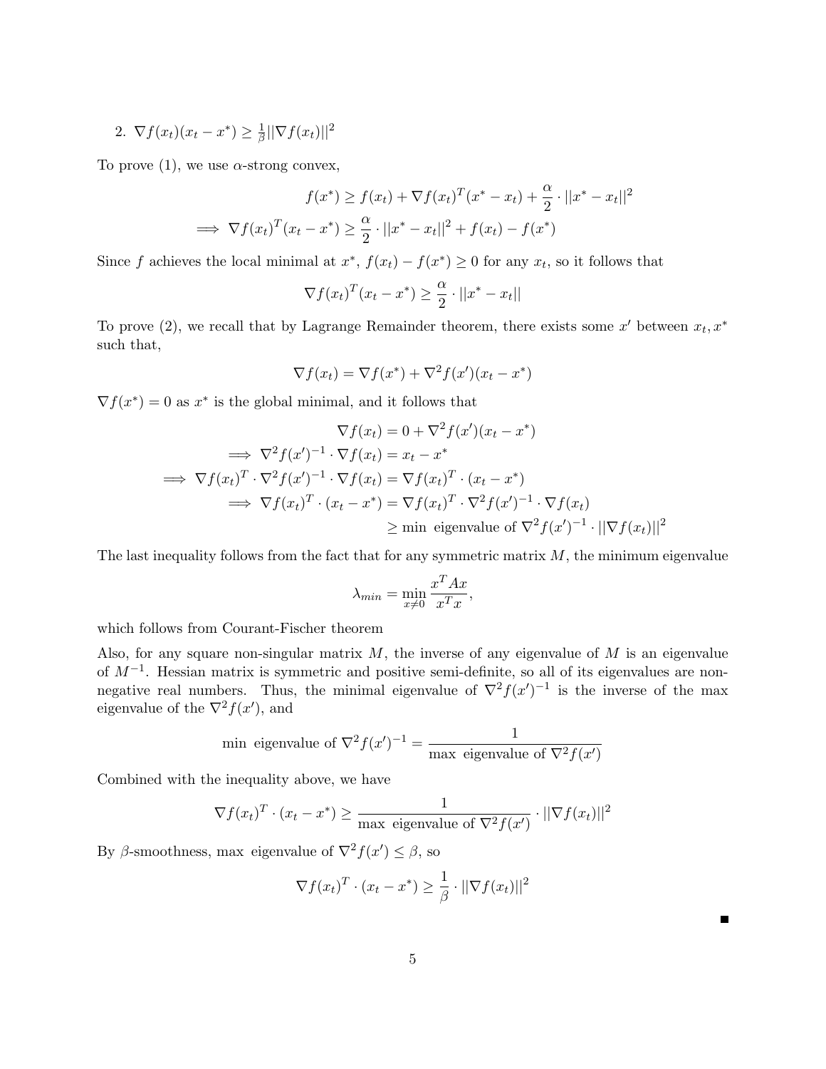2. $\nabla f(x_t)(x_t - x^*) \geq \frac{1}{\beta}||\nabla f(x_t)||^2$

To prove (1), we use $\alpha$-strong convex,

$$f(x^*) \geq f(x_t) + \nabla f(x_t)^T(x^* - x_t) + \frac{\alpha}{2} \cdot ||x^* - x_t||^2$$
$$\implies \nabla f(x_t)^T(x_t - x^*) \geq \frac{\alpha}{2} \cdot ||x^* - x_t||^2 + f(x_t) - f(x^*)$$

Since $f$ achieves the local minimal at $x^*$, $f(x_t) - f(x^*) \geq 0$ for any $x_t$, so it follows that

$$\nabla f(x_t)^T(x_t - x^*) \geq \frac{\alpha}{2} \cdot ||x^* - x_t||$$

To prove (2), we recall that by Lagrange Remainder theorem, there exists some $x'$ between $x_t, x^*$ such that,

$$\nabla f(x_t) = \nabla f(x^*) + \nabla^2 f(x')(x_t - x^*)$$

$\nabla f(x^*) = 0$ as $x^*$ is the global minimal, and it follows that

$$\nabla f(x_t) = 0 + \nabla^2 f(x')(x_t - x^*)$$
$$\implies \nabla^2 f(x')^{-1} \cdot \nabla f(x_t) = x_t - x^*$$
$$\implies \nabla f(x_t)^T \cdot \nabla^2 f(x')^{-1} \cdot \nabla f(x_t) = \nabla f(x_t)^T \cdot (x_t - x^*)$$
$$\implies \nabla f(x_t)^T \cdot (x_t - x^*) = \nabla f(x_t)^T \cdot \nabla^2 f(x')^{-1} \cdot \nabla f(x_t)$$
$$\geq \text{min eigenvalue of } \nabla^2 f(x')^{-1} \cdot ||\nabla f(x_t)||^2$$

The last inequality follows from the fact that for any symmetric matrix $M$, the minimum eigenvalue

$$\lambda_{min} = \min_{x \neq 0} \frac{x^T A x}{x^T x},$$

which follows from Courant-Fischer theorem

Also, for any square non-singular matrix $M$, the inverse of any eigenvalue of $M$ is an eigenvalue of $M^{-1}$. Hessian matrix is symmetric and positive semi-definite, so all of its eigenvalues are non-negative real numbers. Thus, the minimal eigenvalue of $\nabla^2 f(x')^{-1}$ is the inverse of the max eigenvalue of the $\nabla^2 f(x')$, and

$$\text{min eigenvalue of } \nabla^2 f(x')^{-1} = \frac{1}{\text{max eigenvalue of } \nabla^2 f(x')}$$

Combined with the inequality above, we have

$$\nabla f(x_t)^T \cdot (x_t - x^*) \geq \frac{1}{\text{max eigenvalue of } \nabla^2 f(x')} \cdot ||\nabla f(x_t)||^2$$

By $\beta$-smoothness, max eigenvalue of $\nabla^2 f(x') \leq \beta$, so

$$\nabla f(x_t)^T \cdot (x_t - x^*) \geq \frac{1}{\beta} \cdot ||\nabla f(x_t)||^2$$

■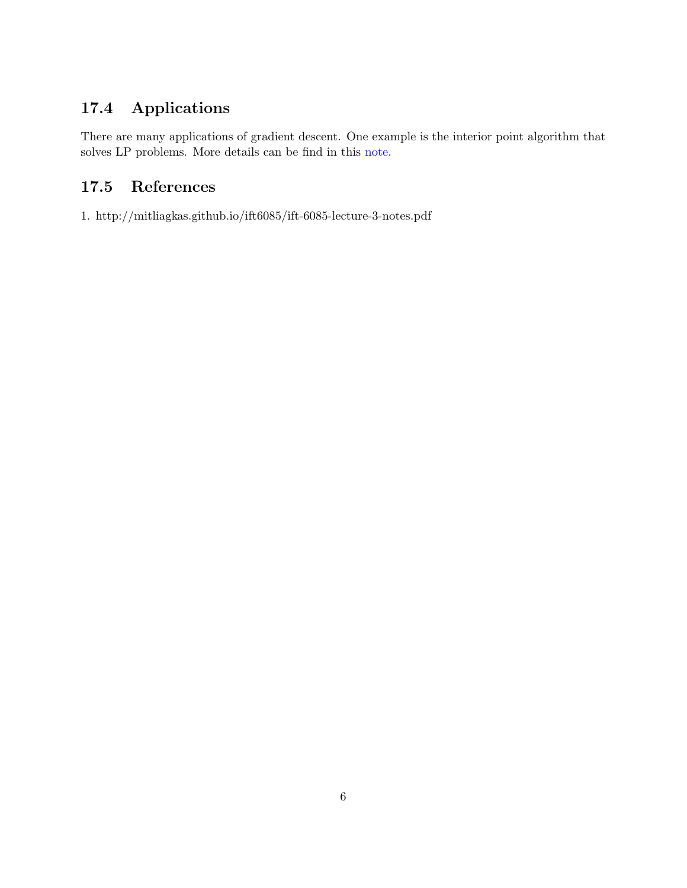## 17.4 Applications

There are many applications of gradient descent. One example is the interior point algorithm that solves LP problems. More details can be find in this note.

## 17.5 References

1. http://mitliagkas.github.io/ift6085/ift-6085-lecture-3-notes.pdf